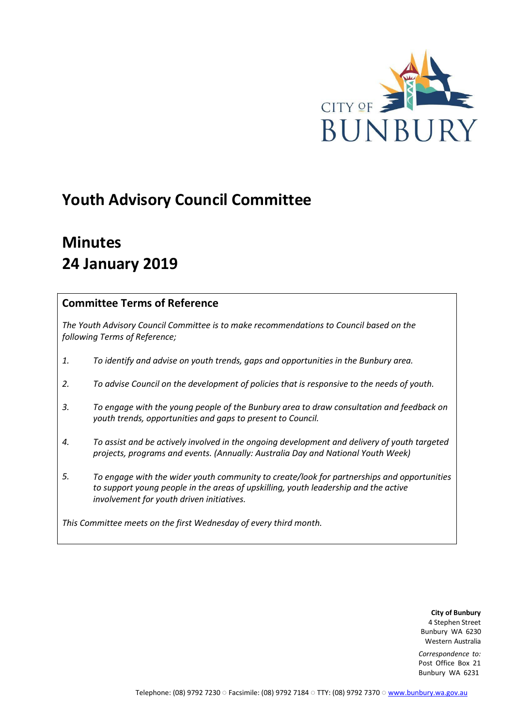# Youth Advisory Council Committee

# Minutes
# 24 January 2019

## Committee Terms of Reference

*The Youth Advisory Council Committee is to make recommendations to Council based on the following Terms of Reference;*

1. *To identify and advise on youth trends, gaps and opportunities in the Bunbury area.*
2. *To advise Council on the development of policies that is responsive to the needs of youth.*
3. *To engage with the young people of the Bunbury area to draw consultation and feedback on youth trends, opportunities and gaps to present to Council.*
4. *To assist and be actively involved in the ongoing development and delivery of youth targeted projects, programs and events. (Annually: Australia Day and National Youth Week)*
5. *To engage with the wider youth community to create/look for partnerships and opportunities to support young people in the areas of upskilling, youth leadership and the active involvement for youth driven initiatives.*

*This Committee meets on the first Wednesday of every third month.*

**City of Bunbury**
4 Stephen Street
Bunbury WA 6230
Western Australia

*Correspondence to:*
Post Office Box 21
Bunbury WA 6231

Telephone: (08) 9792 7230 ○ Facsimile: (08) 9792 7184 ○ TTY: (08) 9792 7370 ○ www.bunbury.wa.gov.au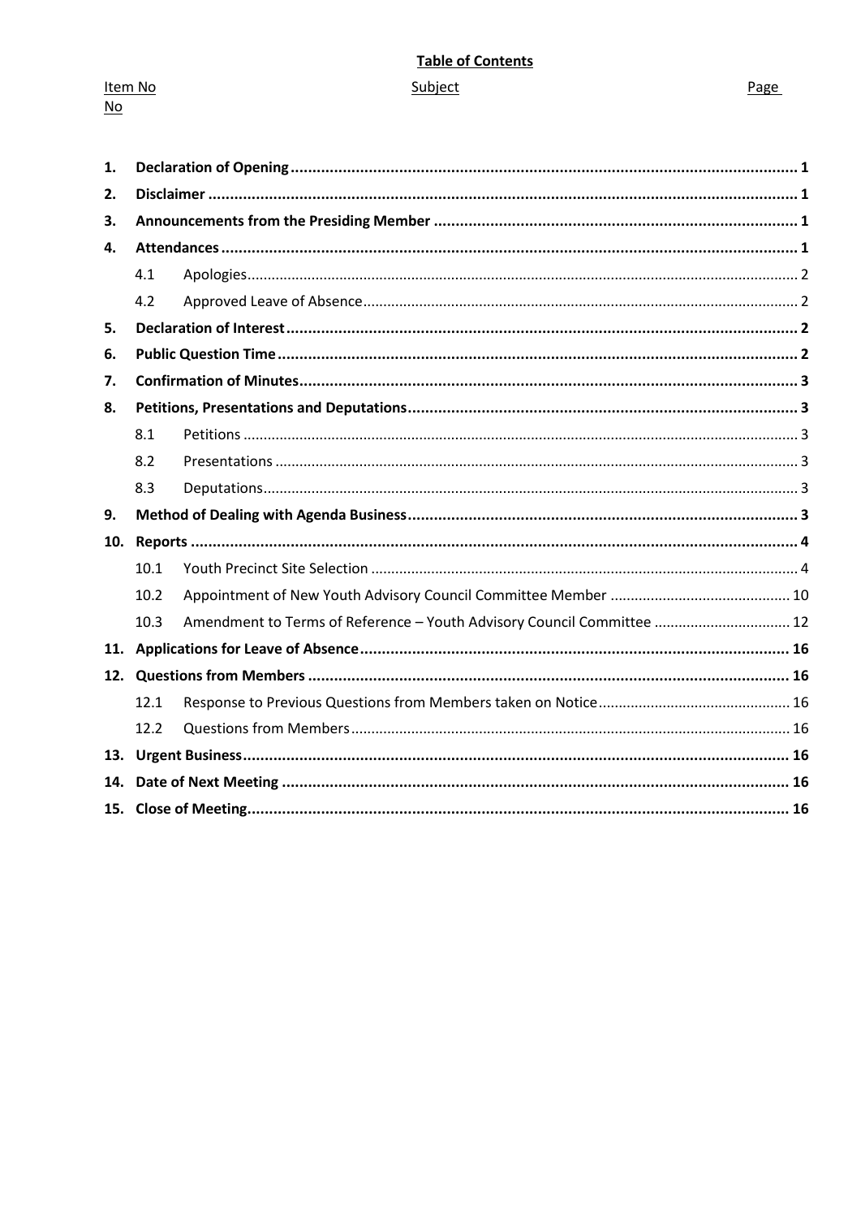**Table of Contents**

| Item No | Subject | | Page No |
|---|---|---|---|
| **1.** | **Declaration of Opening** | | **1** |
| **2.** | **Disclaimer** | | **1** |
| **3.** | **Announcements from the Presiding Member** | | **1** |
| **4.** | **Attendances** | | **1** |
| | 4.1 | Apologies | 2 |
| | 4.2 | Approved Leave of Absence | 2 |
| **5.** | **Declaration of Interest** | | **2** |
| **6.** | **Public Question Time** | | **2** |
| **7.** | **Confirmation of Minutes** | | **3** |
| **8.** | **Petitions, Presentations and Deputations** | | **3** |
| | 8.1 | Petitions | 3 |
| | 8.2 | Presentations | 3 |
| | 8.3 | Deputations | 3 |
| **9.** | **Method of Dealing with Agenda Business** | | **3** |
| **10.** | **Reports** | | **4** |
| | 10.1 | Youth Precinct Site Selection | 4 |
| | 10.2 | Appointment of New Youth Advisory Council Committee Member | 10 |
| | 10.3 | Amendment to Terms of Reference – Youth Advisory Council Committee | 12 |
| **11.** | **Applications for Leave of Absence** | | **16** |
| **12.** | **Questions from Members** | | **16** |
| | 12.1 | Response to Previous Questions from Members taken on Notice | 16 |
| | 12.2 | Questions from Members | 16 |
| **13.** | **Urgent Business** | | **16** |
| **14.** | **Date of Next Meeting** | | **16** |
| **15.** | **Close of Meeting** | | **16** |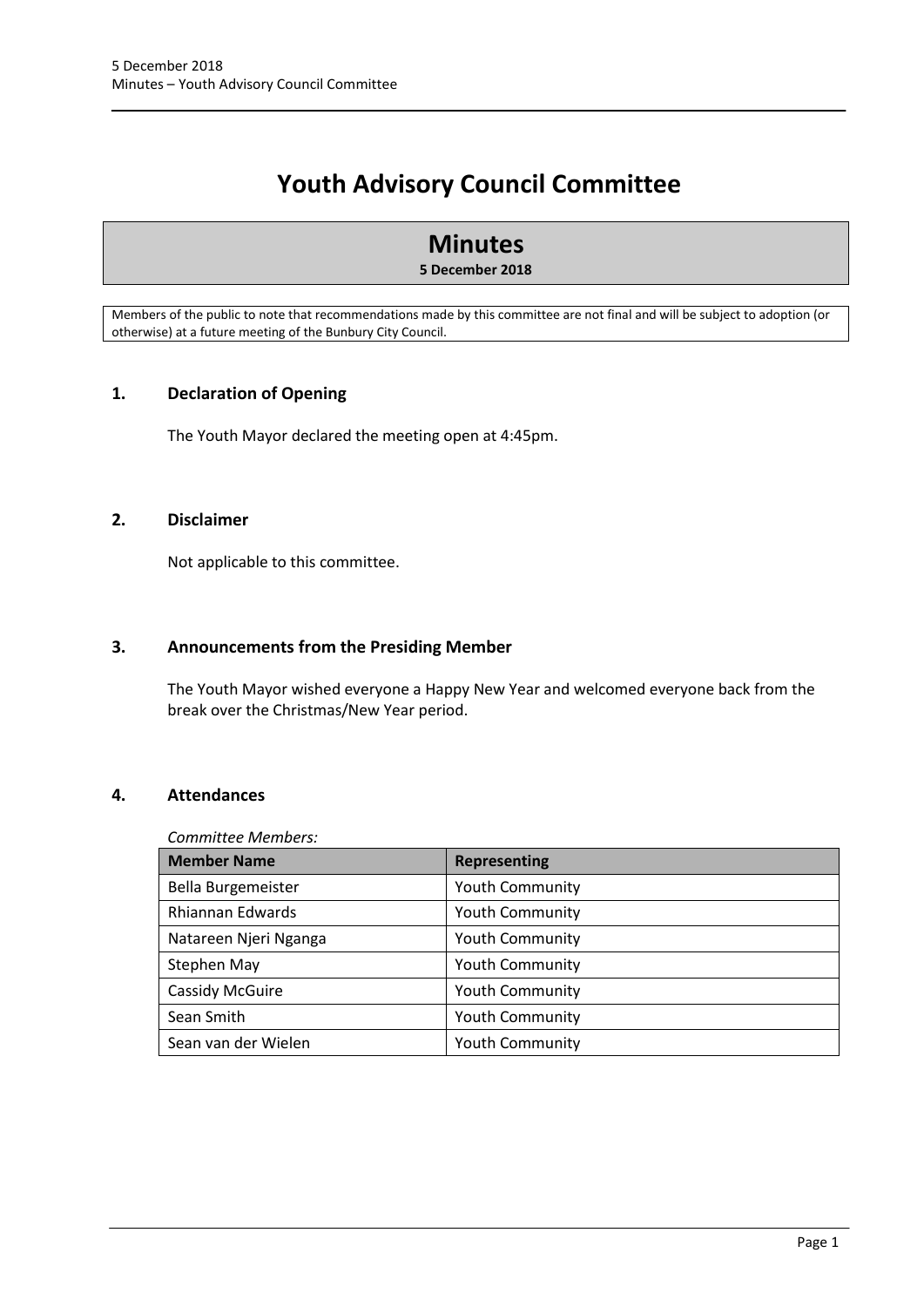# Youth Advisory Council Committee

## Minutes

**5 December 2018**

Members of the public to note that recommendations made by this committee are not final and will be subject to adoption (or otherwise) at a future meeting of the Bunbury City Council.

### 1. Declaration of Opening

The Youth Mayor declared the meeting open at 4:45pm.

### 2. Disclaimer

Not applicable to this committee.

### 3. Announcements from the Presiding Member

The Youth Mayor wished everyone a Happy New Year and welcomed everyone back from the break over the Christmas/New Year period.

### 4. Attendances

*Committee Members:*

| Member Name | Representing |
|---|---|
| Bella Burgemeister | Youth Community |
| Rhiannan Edwards | Youth Community |
| Natareen Njeri Nganga | Youth Community |
| Stephen May | Youth Community |
| Cassidy McGuire | Youth Community |
| Sean Smith | Youth Community |
| Sean van der Wielen | Youth Community |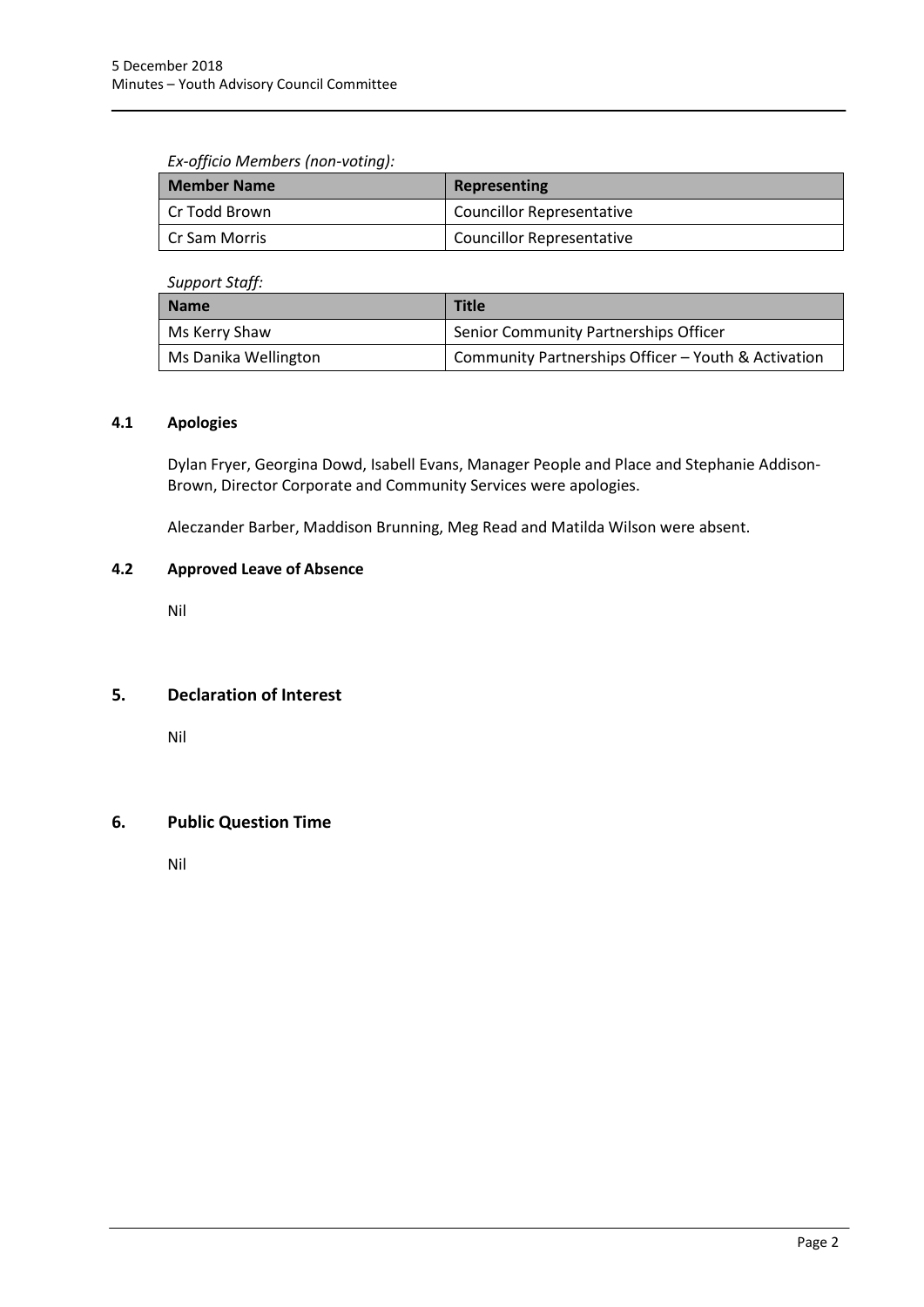*Ex-officio Members (non-voting):*

| Member Name | Representing |
|---|---|
| Cr Todd Brown | Councillor Representative |
| Cr Sam Morris | Councillor Representative |

*Support Staff:*

| Name | Title |
|---|---|
| Ms Kerry Shaw | Senior Community Partnerships Officer |
| Ms Danika Wellington | Community Partnerships Officer – Youth & Activation |

### 4.1 Apologies

Dylan Fryer, Georgina Dowd, Isabell Evans, Manager People and Place and Stephanie Addison-Brown, Director Corporate and Community Services were apologies.

Aleczander Barber, Maddison Brunning, Meg Read and Matilda Wilson were absent.

### 4.2 Approved Leave of Absence

Nil

## 5. Declaration of Interest

Nil

## 6. Public Question Time

Nil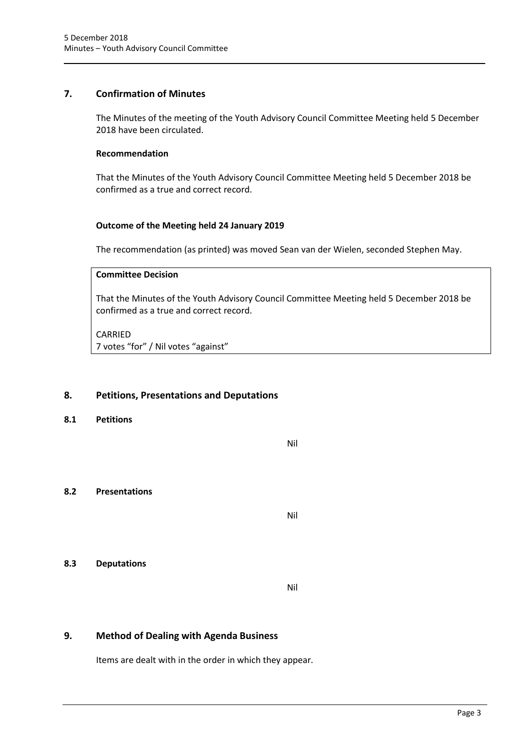## 7. Confirmation of Minutes

The Minutes of the meeting of the Youth Advisory Council Committee Meeting held 5 December 2018 have been circulated.

**Recommendation**

That the Minutes of the Youth Advisory Council Committee Meeting held 5 December 2018 be confirmed as a true and correct record.

**Outcome of the Meeting held 24 January 2019**

The recommendation (as printed) was moved Sean van der Wielen, seconded Stephen May.

**Committee Decision**

That the Minutes of the Youth Advisory Council Committee Meeting held 5 December 2018 be confirmed as a true and correct record.

CARRIED
7 votes "for" / Nil votes "against"

## 8. Petitions, Presentations and Deputations

### 8.1 Petitions

Nil

### 8.2 Presentations

Nil

### 8.3 Deputations

Nil

## 9. Method of Dealing with Agenda Business

Items are dealt with in the order in which they appear.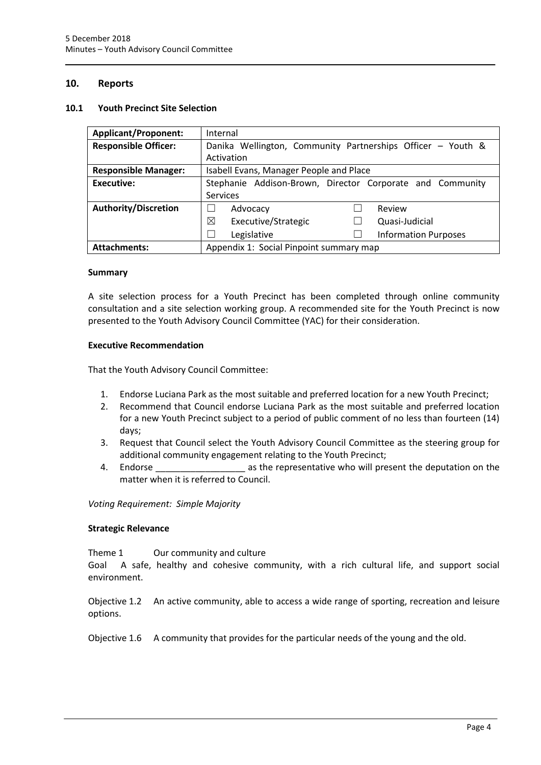## 10. Reports

### 10.1 Youth Precinct Site Selection

| Applicant/Proponent: | Internal |
|---|---|
| **Responsible Officer:** | Danika Wellington, Community Partnerships Officer – Youth & Activation |
| **Responsible Manager:** | Isabell Evans, Manager People and Place |
| **Executive:** | Stephanie Addison-Brown, Director Corporate and Community Services |
| **Authority/Discretion** | ☐ Advocacy ☐ Review<br>☒ Executive/Strategic ☐ Quasi-Judicial<br>☐ Legislative ☐ Information Purposes |
| **Attachments:** | Appendix 1: Social Pinpoint summary map |

**Summary**

A site selection process for a Youth Precinct has been completed through online community consultation and a site selection working group. A recommended site for the Youth Precinct is now presented to the Youth Advisory Council Committee (YAC) for their consideration.

**Executive Recommendation**

That the Youth Advisory Council Committee:

1. Endorse Luciana Park as the most suitable and preferred location for a new Youth Precinct;
2. Recommend that Council endorse Luciana Park as the most suitable and preferred location for a new Youth Precinct subject to a period of public comment of no less than fourteen (14) days;
3. Request that Council select the Youth Advisory Council Committee as the steering group for additional community engagement relating to the Youth Precinct;
4. Endorse __________________ as the representative who will present the deputation on the matter when it is referred to Council.

*Voting Requirement: Simple Majority*

**Strategic Relevance**

Theme 1 Our community and culture
Goal A safe, healthy and cohesive community, with a rich cultural life, and support social environment.

Objective 1.2 An active community, able to access a wide range of sporting, recreation and leisure options.

Objective 1.6 A community that provides for the particular needs of the young and the old.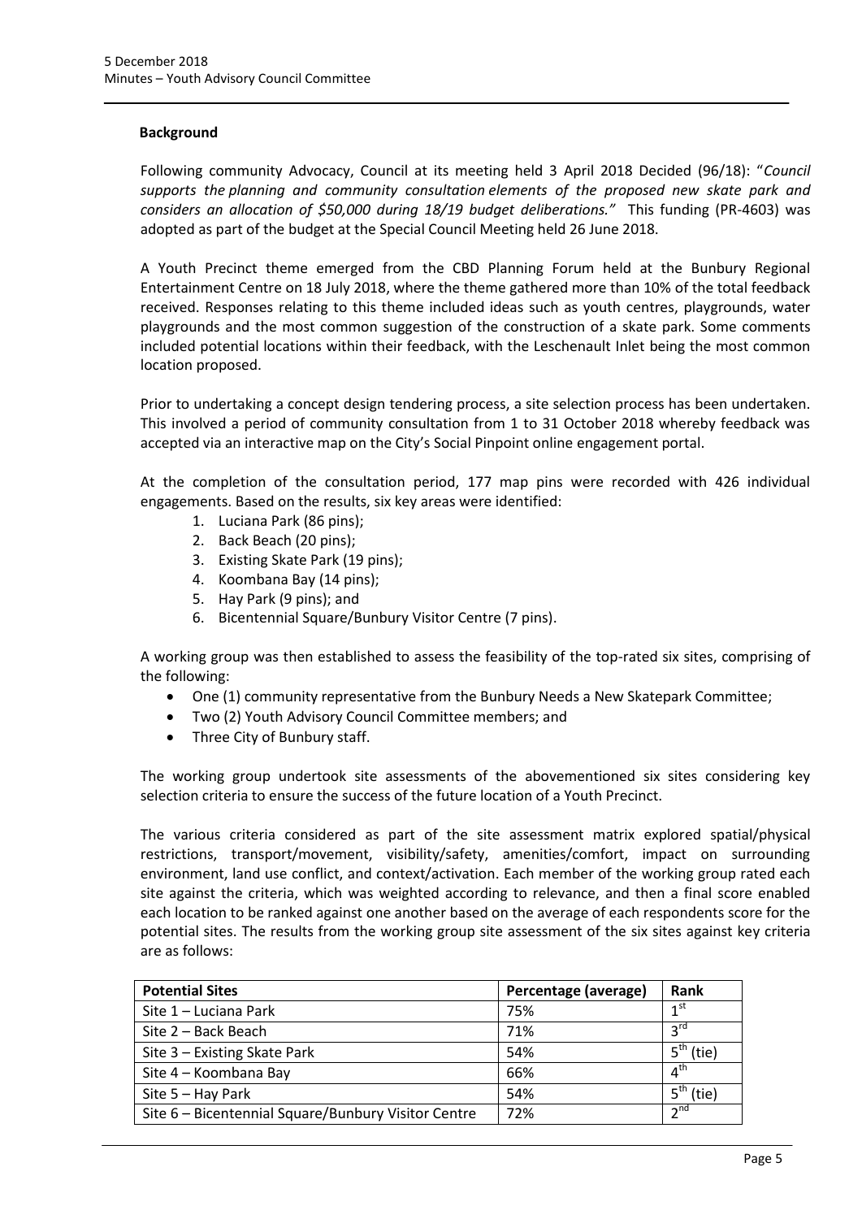**Background**

Following community Advocacy, Council at its meeting held 3 April 2018 Decided (96/18): "*Council supports the planning and community consultation elements of the proposed new skate park and considers an allocation of $50,000 during 18/19 budget deliberations.*" This funding (PR-4603) was adopted as part of the budget at the Special Council Meeting held 26 June 2018.

A Youth Precinct theme emerged from the CBD Planning Forum held at the Bunbury Regional Entertainment Centre on 18 July 2018, where the theme gathered more than 10% of the total feedback received. Responses relating to this theme included ideas such as youth centres, playgrounds, water playgrounds and the most common suggestion of the construction of a skate park. Some comments included potential locations within their feedback, with the Leschenault Inlet being the most common location proposed.

Prior to undertaking a concept design tendering process, a site selection process has been undertaken. This involved a period of community consultation from 1 to 31 October 2018 whereby feedback was accepted via an interactive map on the City's Social Pinpoint online engagement portal.

At the completion of the consultation period, 177 map pins were recorded with 426 individual engagements. Based on the results, six key areas were identified:

1. Luciana Park (86 pins);
2. Back Beach (20 pins);
3. Existing Skate Park (19 pins);
4. Koombana Bay (14 pins);
5. Hay Park (9 pins); and
6. Bicentennial Square/Bunbury Visitor Centre (7 pins).

A working group was then established to assess the feasibility of the top-rated six sites, comprising of the following:

- One (1) community representative from the Bunbury Needs a New Skatepark Committee;
- Two (2) Youth Advisory Council Committee members; and
- Three City of Bunbury staff.

The working group undertook site assessments of the abovementioned six sites considering key selection criteria to ensure the success of the future location of a Youth Precinct.

The various criteria considered as part of the site assessment matrix explored spatial/physical restrictions, transport/movement, visibility/safety, amenities/comfort, impact on surrounding environment, land use conflict, and context/activation. Each member of the working group rated each site against the criteria, which was weighted according to relevance, and then a final score enabled each location to be ranked against one another based on the average of each respondents score for the potential sites. The results from the working group site assessment of the six sites against key criteria are as follows:

| Potential Sites | Percentage (average) | Rank |
|---|---|---|
| Site 1 – Luciana Park | 75% | 1st |
| Site 2 – Back Beach | 71% | 3rd |
| Site 3 – Existing Skate Park | 54% | 5th (tie) |
| Site 4 – Koombana Bay | 66% | 4th |
| Site 5 – Hay Park | 54% | 5th (tie) |
| Site 6 – Bicentennial Square/Bunbury Visitor Centre | 72% | 2nd |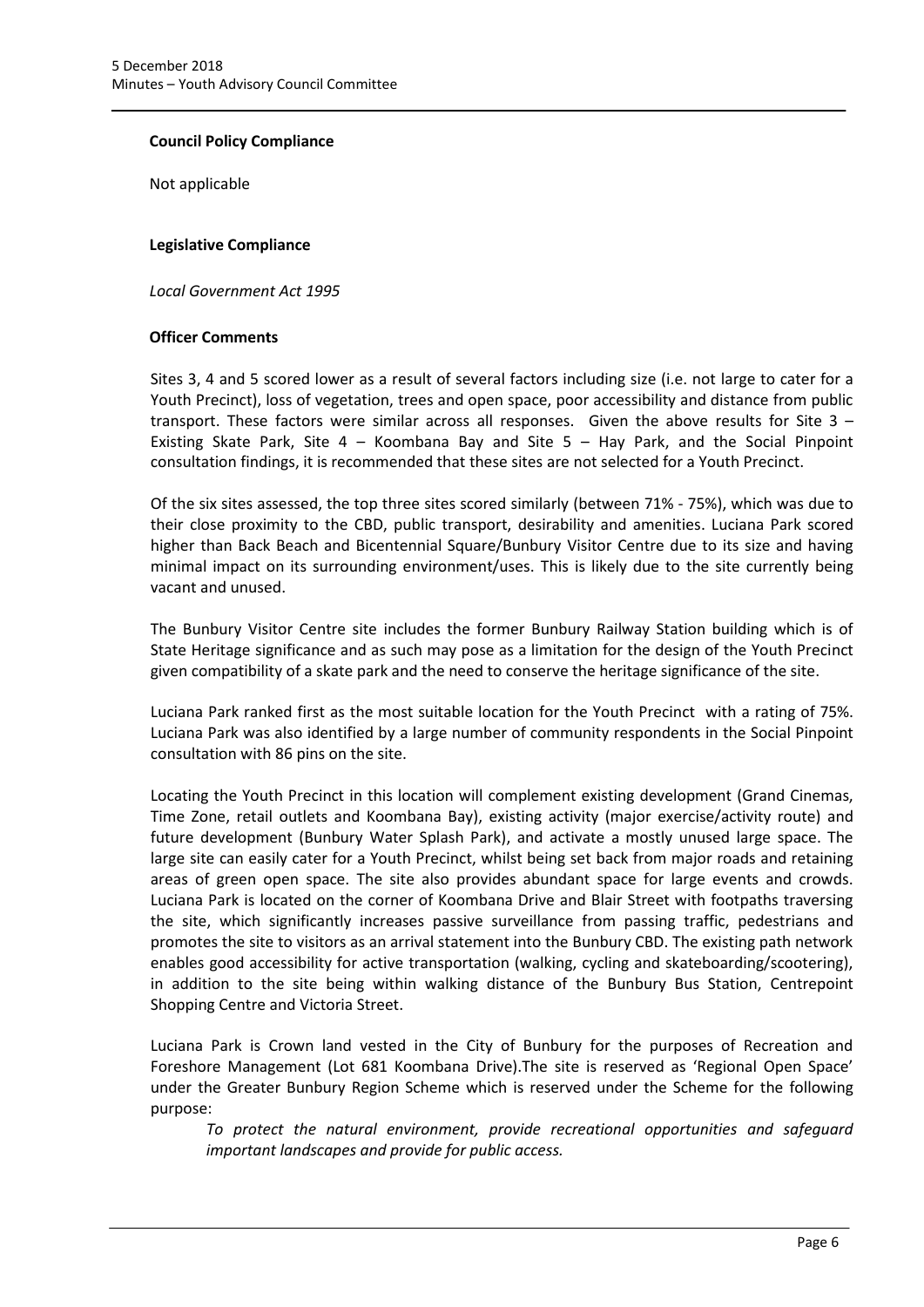### Council Policy Compliance

Not applicable

### Legislative Compliance

*Local Government Act 1995*

### Officer Comments

Sites 3, 4 and 5 scored lower as a result of several factors including size (i.e. not large to cater for a Youth Precinct), loss of vegetation, trees and open space, poor accessibility and distance from public transport. These factors were similar across all responses. Given the above results for Site 3 – Existing Skate Park, Site 4 – Koombana Bay and Site 5 – Hay Park, and the Social Pinpoint consultation findings, it is recommended that these sites are not selected for a Youth Precinct.

Of the six sites assessed, the top three sites scored similarly (between 71% - 75%), which was due to their close proximity to the CBD, public transport, desirability and amenities. Luciana Park scored higher than Back Beach and Bicentennial Square/Bunbury Visitor Centre due to its size and having minimal impact on its surrounding environment/uses. This is likely due to the site currently being vacant and unused.

The Bunbury Visitor Centre site includes the former Bunbury Railway Station building which is of State Heritage significance and as such may pose as a limitation for the design of the Youth Precinct given compatibility of a skate park and the need to conserve the heritage significance of the site.

Luciana Park ranked first as the most suitable location for the Youth Precinct with a rating of 75%. Luciana Park was also identified by a large number of community respondents in the Social Pinpoint consultation with 86 pins on the site.

Locating the Youth Precinct in this location will complement existing development (Grand Cinemas, Time Zone, retail outlets and Koombana Bay), existing activity (major exercise/activity route) and future development (Bunbury Water Splash Park), and activate a mostly unused large space. The large site can easily cater for a Youth Precinct, whilst being set back from major roads and retaining areas of green open space. The site also provides abundant space for large events and crowds. Luciana Park is located on the corner of Koombana Drive and Blair Street with footpaths traversing the site, which significantly increases passive surveillance from passing traffic, pedestrians and promotes the site to visitors as an arrival statement into the Bunbury CBD. The existing path network enables good accessibility for active transportation (walking, cycling and skateboarding/scootering), in addition to the site being within walking distance of the Bunbury Bus Station, Centrepoint Shopping Centre and Victoria Street.

Luciana Park is Crown land vested in the City of Bunbury for the purposes of Recreation and Foreshore Management (Lot 681 Koombana Drive).The site is reserved as 'Regional Open Space' under the Greater Bunbury Region Scheme which is reserved under the Scheme for the following purpose:

> *To protect the natural environment, provide recreational opportunities and safeguard important landscapes and provide for public access.*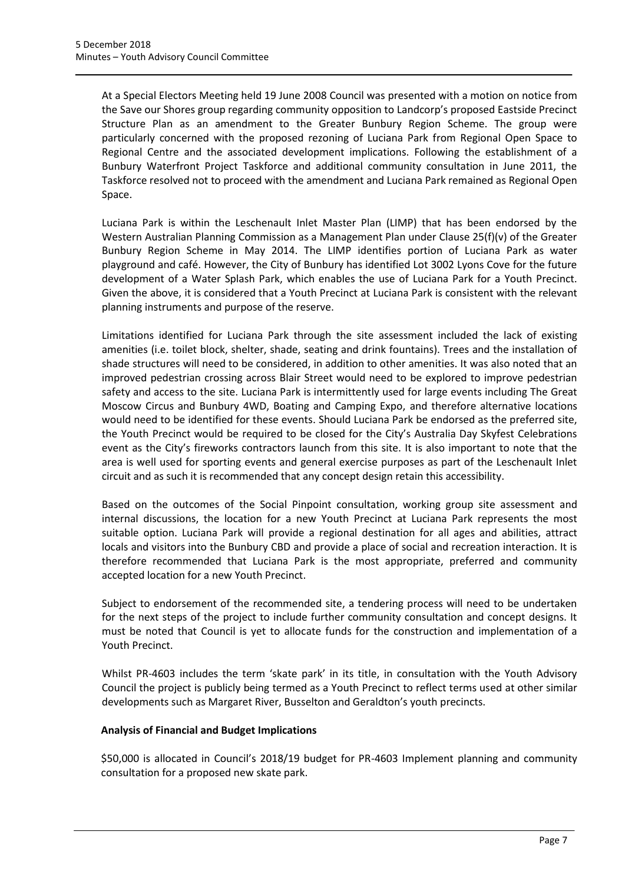At a Special Electors Meeting held 19 June 2008 Council was presented with a motion on notice from the Save our Shores group regarding community opposition to Landcorp's proposed Eastside Precinct Structure Plan as an amendment to the Greater Bunbury Region Scheme. The group were particularly concerned with the proposed rezoning of Luciana Park from Regional Open Space to Regional Centre and the associated development implications. Following the establishment of a Bunbury Waterfront Project Taskforce and additional community consultation in June 2011, the Taskforce resolved not to proceed with the amendment and Luciana Park remained as Regional Open Space.

Luciana Park is within the Leschenault Inlet Master Plan (LIMP) that has been endorsed by the Western Australian Planning Commission as a Management Plan under Clause 25(f)(v) of the Greater Bunbury Region Scheme in May 2014. The LIMP identifies portion of Luciana Park as water playground and café. However, the City of Bunbury has identified Lot 3002 Lyons Cove for the future development of a Water Splash Park, which enables the use of Luciana Park for a Youth Precinct. Given the above, it is considered that a Youth Precinct at Luciana Park is consistent with the relevant planning instruments and purpose of the reserve.

Limitations identified for Luciana Park through the site assessment included the lack of existing amenities (i.e. toilet block, shelter, shade, seating and drink fountains). Trees and the installation of shade structures will need to be considered, in addition to other amenities. It was also noted that an improved pedestrian crossing across Blair Street would need to be explored to improve pedestrian safety and access to the site. Luciana Park is intermittently used for large events including The Great Moscow Circus and Bunbury 4WD, Boating and Camping Expo, and therefore alternative locations would need to be identified for these events. Should Luciana Park be endorsed as the preferred site, the Youth Precinct would be required to be closed for the City's Australia Day Skyfest Celebrations event as the City's fireworks contractors launch from this site. It is also important to note that the area is well used for sporting events and general exercise purposes as part of the Leschenault Inlet circuit and as such it is recommended that any concept design retain this accessibility.

Based on the outcomes of the Social Pinpoint consultation, working group site assessment and internal discussions, the location for a new Youth Precinct at Luciana Park represents the most suitable option. Luciana Park will provide a regional destination for all ages and abilities, attract locals and visitors into the Bunbury CBD and provide a place of social and recreation interaction. It is therefore recommended that Luciana Park is the most appropriate, preferred and community accepted location for a new Youth Precinct.

Subject to endorsement of the recommended site, a tendering process will need to be undertaken for the next steps of the project to include further community consultation and concept designs. It must be noted that Council is yet to allocate funds for the construction and implementation of a Youth Precinct.

Whilst PR-4603 includes the term 'skate park' in its title, in consultation with the Youth Advisory Council the project is publicly being termed as a Youth Precinct to reflect terms used at other similar developments such as Margaret River, Busselton and Geraldton's youth precincts.

**Analysis of Financial and Budget Implications**

$50,000 is allocated in Council's 2018/19 budget for PR-4603 Implement planning and community consultation for a proposed new skate park.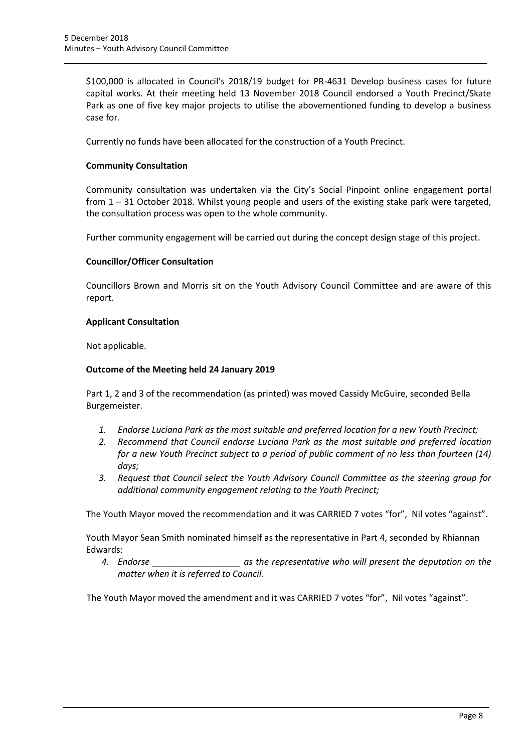$100,000 is allocated in Council's 2018/19 budget for PR-4631 Develop business cases for future capital works. At their meeting held 13 November 2018 Council endorsed a Youth Precinct/Skate Park as one of five key major projects to utilise the abovementioned funding to develop a business case for.

Currently no funds have been allocated for the construction of a Youth Precinct.

**Community Consultation**

Community consultation was undertaken via the City's Social Pinpoint online engagement portal from 1 – 31 October 2018. Whilst young people and users of the existing stake park were targeted, the consultation process was open to the whole community.

Further community engagement will be carried out during the concept design stage of this project.

**Councillor/Officer Consultation**

Councillors Brown and Morris sit on the Youth Advisory Council Committee and are aware of this report.

**Applicant Consultation**

Not applicable.

**Outcome of the Meeting held 24 January 2019**

Part 1, 2 and 3 of the recommendation (as printed) was moved Cassidy McGuire, seconded Bella Burgemeister.

1. *Endorse Luciana Park as the most suitable and preferred location for a new Youth Precinct;*
2. *Recommend that Council endorse Luciana Park as the most suitable and preferred location for a new Youth Precinct subject to a period of public comment of no less than fourteen (14) days;*
3. *Request that Council select the Youth Advisory Council Committee as the steering group for additional community engagement relating to the Youth Precinct;*

The Youth Mayor moved the recommendation and it was CARRIED 7 votes "for", Nil votes "against".

Youth Mayor Sean Smith nominated himself as the representative in Part 4, seconded by Rhiannan Edwards:

4. *Endorse __________________ as the representative who will present the deputation on the matter when it is referred to Council.*

The Youth Mayor moved the amendment and it was CARRIED 7 votes "for", Nil votes "against".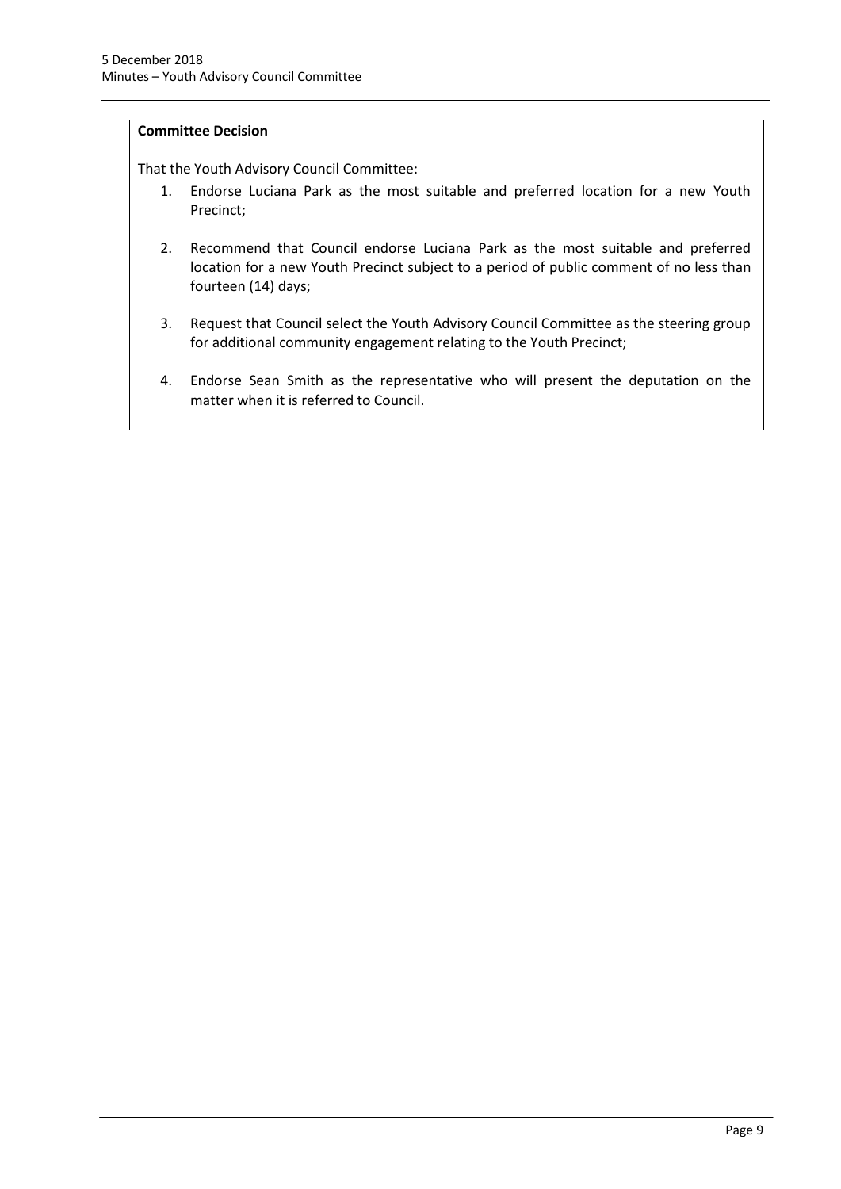**Committee Decision**

That the Youth Advisory Council Committee:

1. Endorse Luciana Park as the most suitable and preferred location for a new Youth Precinct;

2. Recommend that Council endorse Luciana Park as the most suitable and preferred location for a new Youth Precinct subject to a period of public comment of no less than fourteen (14) days;

3. Request that Council select the Youth Advisory Council Committee as the steering group for additional community engagement relating to the Youth Precinct;

4. Endorse Sean Smith as the representative who will present the deputation on the matter when it is referred to Council.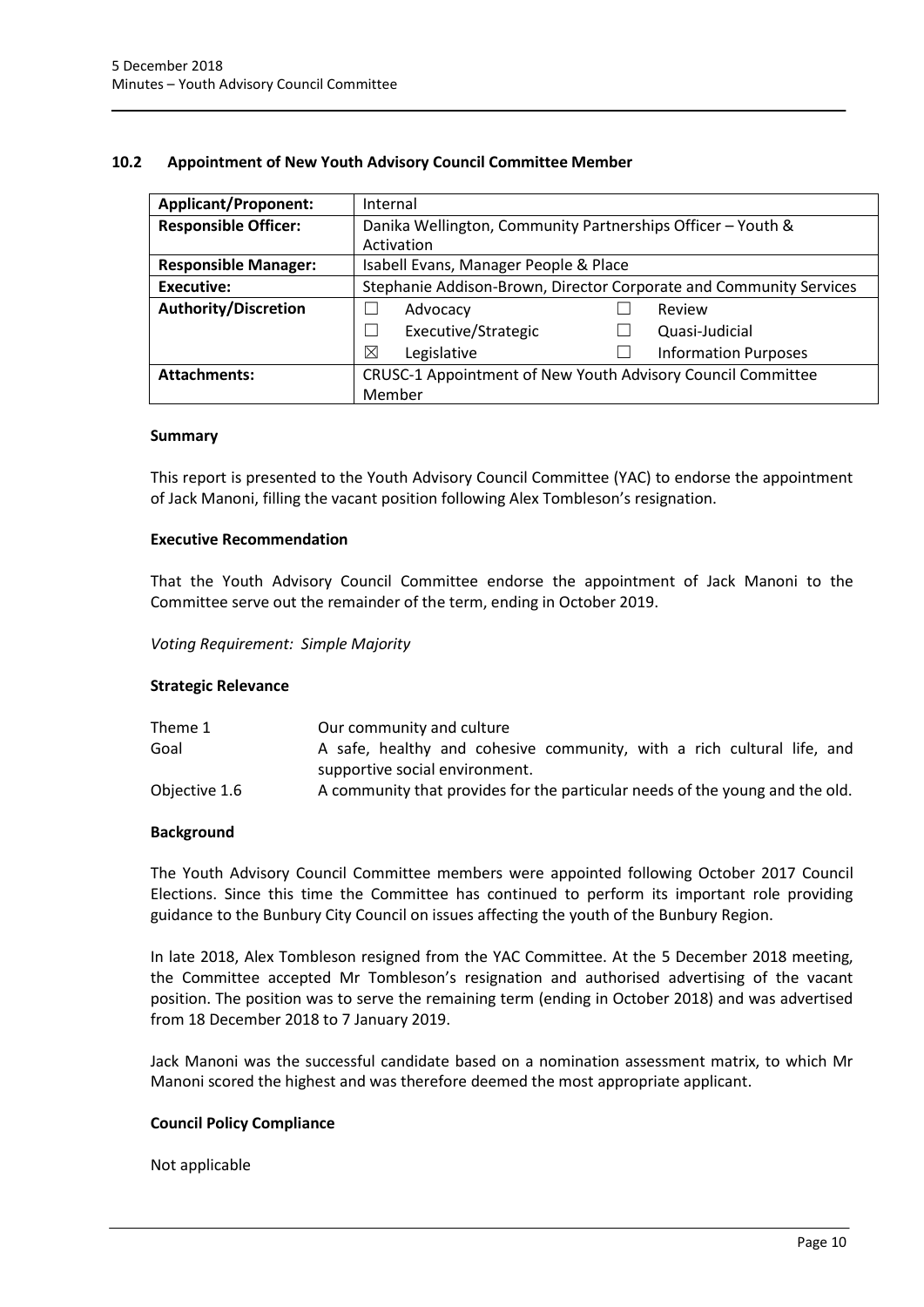## 10.2 Appointment of New Youth Advisory Council Committee Member

| **Applicant/Proponent:** | Internal |
|---|---|
| **Responsible Officer:** | Danika Wellington, Community Partnerships Officer – Youth & Activation |
| **Responsible Manager:** | Isabell Evans, Manager People & Place |
| **Executive:** | Stephanie Addison-Brown, Director Corporate and Community Services |
| **Authority/Discretion** | ☐ Advocacy ☐ Review<br>☐ Executive/Strategic ☐ Quasi-Judicial<br>☒ Legislative ☐ Information Purposes |
| **Attachments:** | CRUSC-1 Appointment of New Youth Advisory Council Committee Member |

### Summary

This report is presented to the Youth Advisory Council Committee (YAC) to endorse the appointment of Jack Manoni, filling the vacant position following Alex Tombleson's resignation.

### Executive Recommendation

That the Youth Advisory Council Committee endorse the appointment of Jack Manoni to the Committee serve out the remainder of the term, ending in October 2019.

*Voting Requirement: Simple Majority*

### Strategic Relevance

| | |
|---|---|
| Theme 1 | Our community and culture |
| Goal | A safe, healthy and cohesive community, with a rich cultural life, and supportive social environment. |
| Objective 1.6 | A community that provides for the particular needs of the young and the old. |

### Background

The Youth Advisory Council Committee members were appointed following October 2017 Council Elections. Since this time the Committee has continued to perform its important role providing guidance to the Bunbury City Council on issues affecting the youth of the Bunbury Region.

In late 2018, Alex Tombleson resigned from the YAC Committee. At the 5 December 2018 meeting, the Committee accepted Mr Tombleson's resignation and authorised advertising of the vacant position. The position was to serve the remaining term (ending in October 2018) and was advertised from 18 December 2018 to 7 January 2019.

Jack Manoni was the successful candidate based on a nomination assessment matrix, to which Mr Manoni scored the highest and was therefore deemed the most appropriate applicant.

### Council Policy Compliance

Not applicable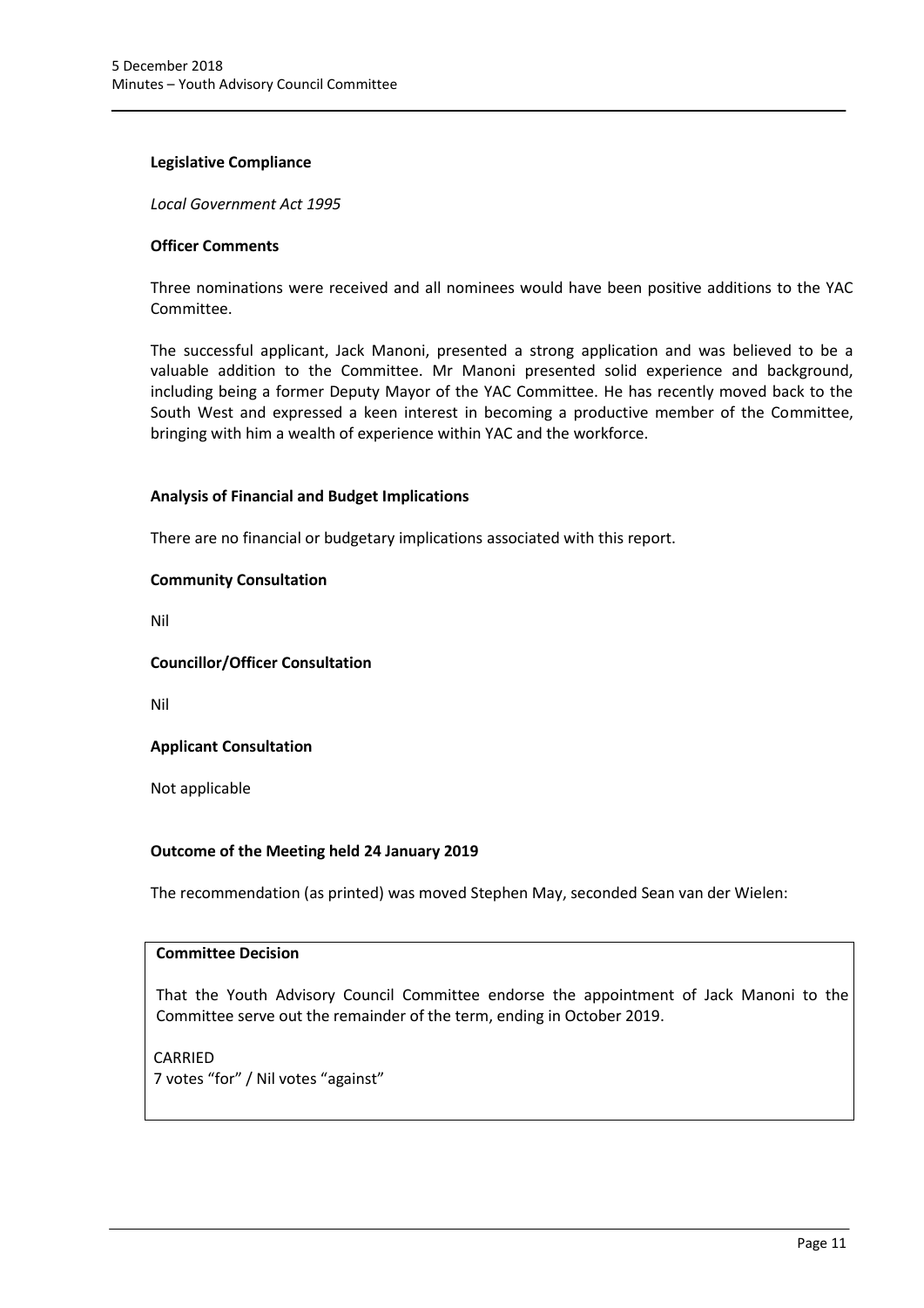**Legislative Compliance**

*Local Government Act 1995*

**Officer Comments**

Three nominations were received and all nominees would have been positive additions to the YAC Committee.

The successful applicant, Jack Manoni, presented a strong application and was believed to be a valuable addition to the Committee. Mr Manoni presented solid experience and background, including being a former Deputy Mayor of the YAC Committee. He has recently moved back to the South West and expressed a keen interest in becoming a productive member of the Committee, bringing with him a wealth of experience within YAC and the workforce.

**Analysis of Financial and Budget Implications**

There are no financial or budgetary implications associated with this report.

**Community Consultation**

Nil

**Councillor/Officer Consultation**

Nil

**Applicant Consultation**

Not applicable

**Outcome of the Meeting held 24 January 2019**

The recommendation (as printed) was moved Stephen May, seconded Sean van der Wielen:

**Committee Decision**

That the Youth Advisory Council Committee endorse the appointment of Jack Manoni to the Committee serve out the remainder of the term, ending in October 2019.

CARRIED
7 votes "for" / Nil votes "against"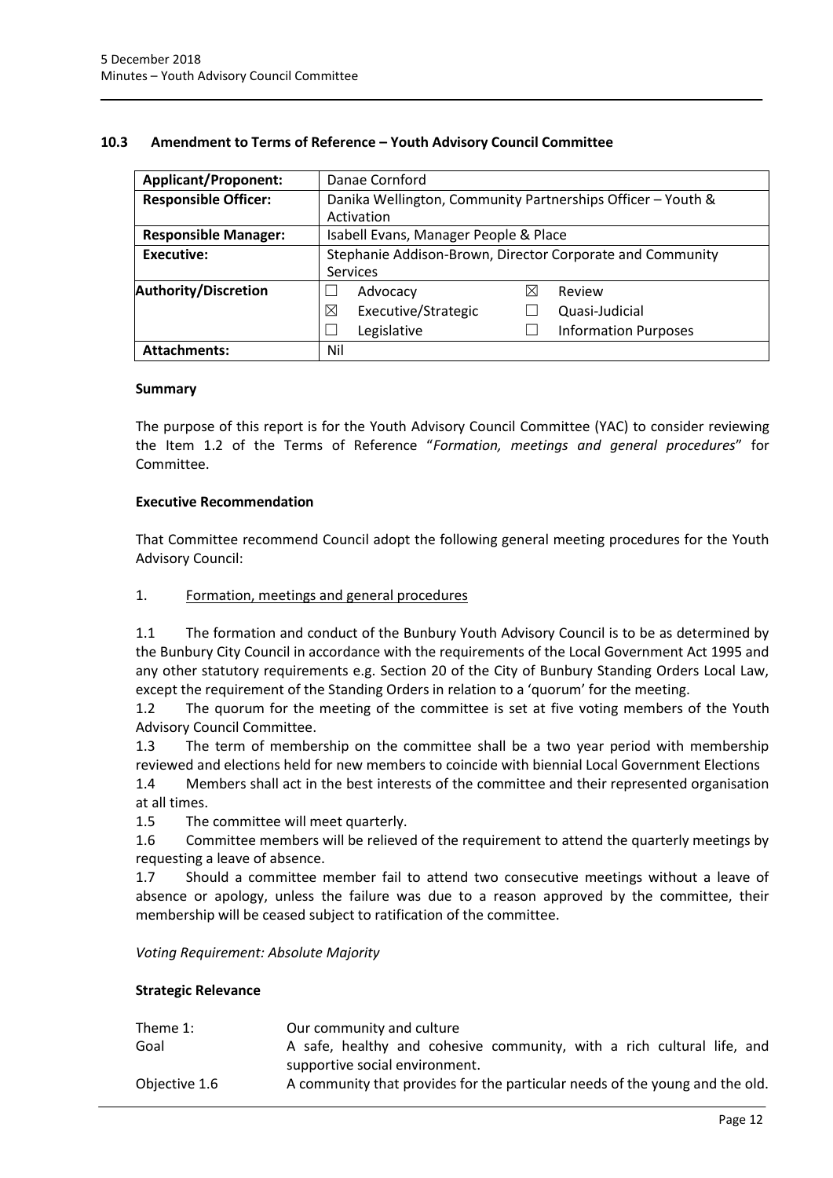### 10.3 Amendment to Terms of Reference – Youth Advisory Council Committee

| **Applicant/Proponent:** | Danae Cornford | | | |
|---|---|---|---|---|
| **Responsible Officer:** | Danika Wellington, Community Partnerships Officer – Youth & Activation | | | |
| **Responsible Manager:** | Isabell Evans, Manager People & Place | | | |
| **Executive:** | Stephanie Addison-Brown, Director Corporate and Community Services | | | |
| **Authority/Discretion** | ☐ | Advocacy | ☒ | Review |
| | ☒ | Executive/Strategic | ☐ | Quasi-Judicial |
| | ☐ | Legislative | ☐ | Information Purposes |
| **Attachments:** | Nil | | | |

**Summary**

The purpose of this report is for the Youth Advisory Council Committee (YAC) to consider reviewing the Item 1.2 of the Terms of Reference "*Formation, meetings and general procedures*" for Committee.

**Executive Recommendation**

That Committee recommend Council adopt the following general meeting procedures for the Youth Advisory Council:

1. Formation, meetings and general procedures

1.1 The formation and conduct of the Bunbury Youth Advisory Council is to be as determined by the Bunbury City Council in accordance with the requirements of the Local Government Act 1995 and any other statutory requirements e.g. Section 20 of the City of Bunbury Standing Orders Local Law, except the requirement of the Standing Orders in relation to a 'quorum' for the meeting.

1.2 The quorum for the meeting of the committee is set at five voting members of the Youth Advisory Council Committee.

1.3 The term of membership on the committee shall be a two year period with membership reviewed and elections held for new members to coincide with biennial Local Government Elections

1.4 Members shall act in the best interests of the committee and their represented organisation at all times.

1.5 The committee will meet quarterly.

1.6 Committee members will be relieved of the requirement to attend the quarterly meetings by requesting a leave of absence.

1.7 Should a committee member fail to attend two consecutive meetings without a leave of absence or apology, unless the failure was due to a reason approved by the committee, their membership will be ceased subject to ratification of the committee.

*Voting Requirement: Absolute Majority*

**Strategic Relevance**

| | |
|---|---|
| Theme 1: | Our community and culture |
| Goal | A safe, healthy and cohesive community, with a rich cultural life, and supportive social environment. |
| Objective 1.6 | A community that provides for the particular needs of the young and the old. |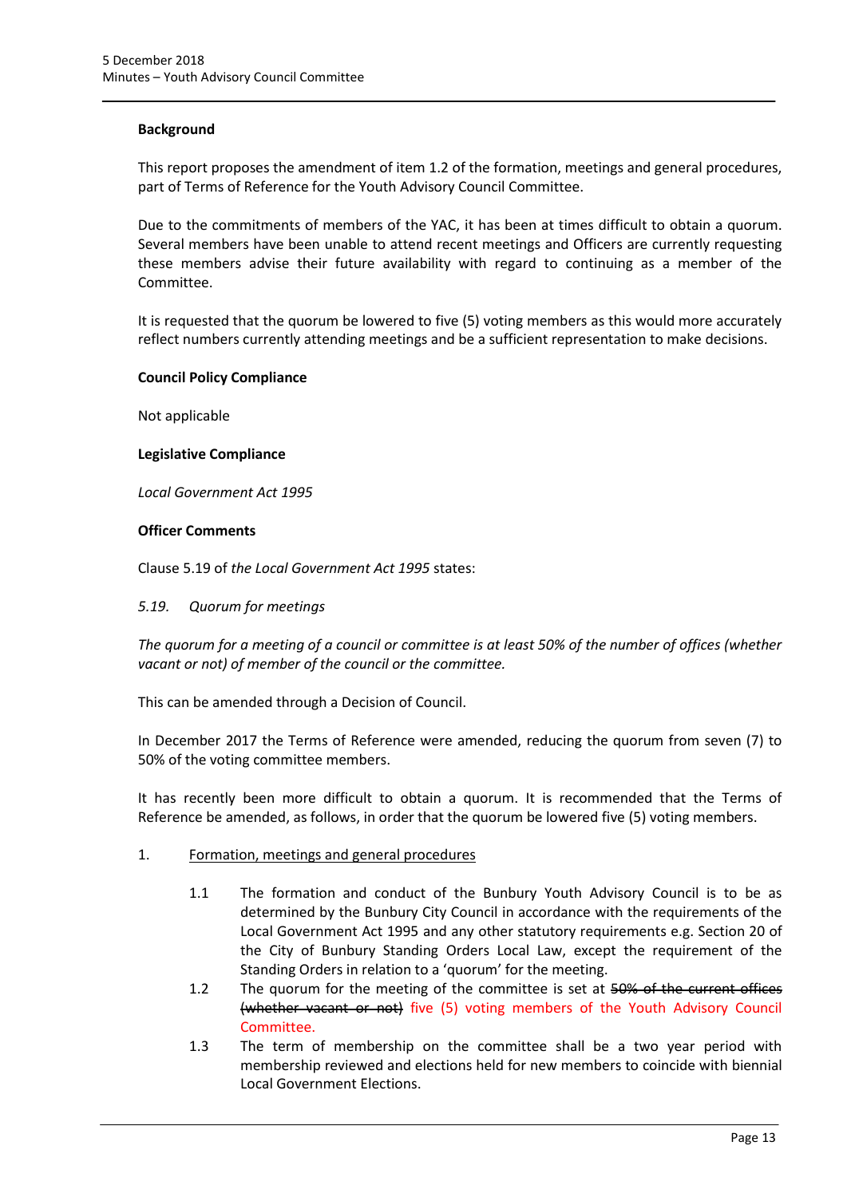**Background**

This report proposes the amendment of item 1.2 of the formation, meetings and general procedures, part of Terms of Reference for the Youth Advisory Council Committee.

Due to the commitments of members of the YAC, it has been at times difficult to obtain a quorum. Several members have been unable to attend recent meetings and Officers are currently requesting these members advise their future availability with regard to continuing as a member of the Committee.

It is requested that the quorum be lowered to five (5) voting members as this would more accurately reflect numbers currently attending meetings and be a sufficient representation to make decisions.

**Council Policy Compliance**

Not applicable

**Legislative Compliance**

*Local Government Act 1995*

**Officer Comments**

Clause 5.19 of *the Local Government Act 1995* states:

*5.19. Quorum for meetings*

*The quorum for a meeting of a council or committee is at least 50% of the number of offices (whether vacant or not) of member of the council or the committee.*

This can be amended through a Decision of Council.

In December 2017 the Terms of Reference were amended, reducing the quorum from seven (7) to 50% of the voting committee members.

It has recently been more difficult to obtain a quorum. It is recommended that the Terms of Reference be amended, as follows, in order that the quorum be lowered five (5) voting members.

1. Formation, meetings and general procedures

   1.1 The formation and conduct of the Bunbury Youth Advisory Council is to be as determined by the Bunbury City Council in accordance with the requirements of the Local Government Act 1995 and any other statutory requirements e.g. Section 20 of the City of Bunbury Standing Orders Local Law, except the requirement of the Standing Orders in relation to a 'quorum' for the meeting.

   1.2 The quorum for the meeting of the committee is set at ~~50% of the current offices (whether vacant or not)~~ five (5) voting members of the Youth Advisory Council Committee.

   1.3 The term of membership on the committee shall be a two year period with membership reviewed and elections held for new members to coincide with biennial Local Government Elections.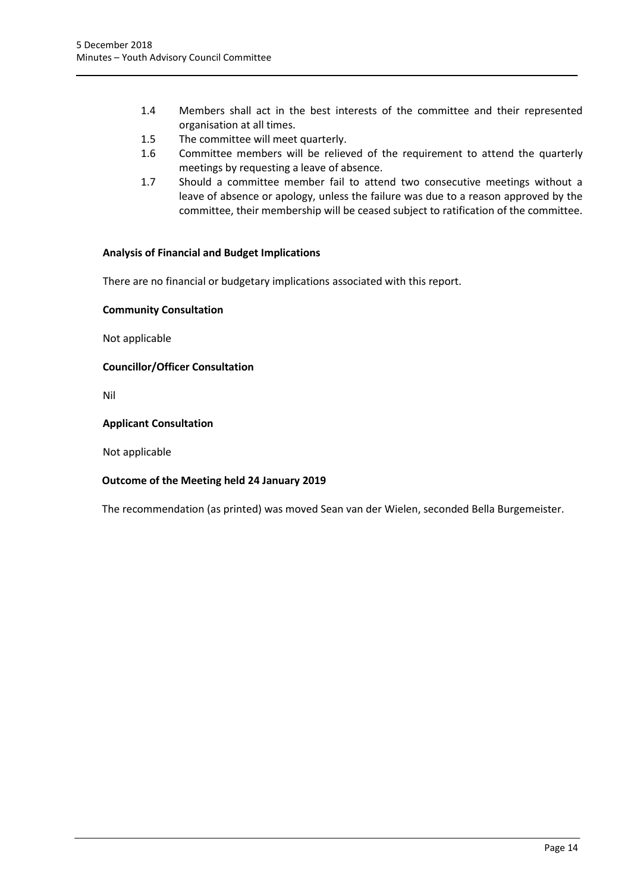1.4 Members shall act in the best interests of the committee and their represented organisation at all times.
1.5 The committee will meet quarterly.
1.6 Committee members will be relieved of the requirement to attend the quarterly meetings by requesting a leave of absence.
1.7 Should a committee member fail to attend two consecutive meetings without a leave of absence or apology, unless the failure was due to a reason approved by the committee, their membership will be ceased subject to ratification of the committee.

**Analysis of Financial and Budget Implications**

There are no financial or budgetary implications associated with this report.

**Community Consultation**

Not applicable

**Councillor/Officer Consultation**

Nil

**Applicant Consultation**

Not applicable

**Outcome of the Meeting held 24 January 2019**

The recommendation (as printed) was moved Sean van der Wielen, seconded Bella Burgemeister.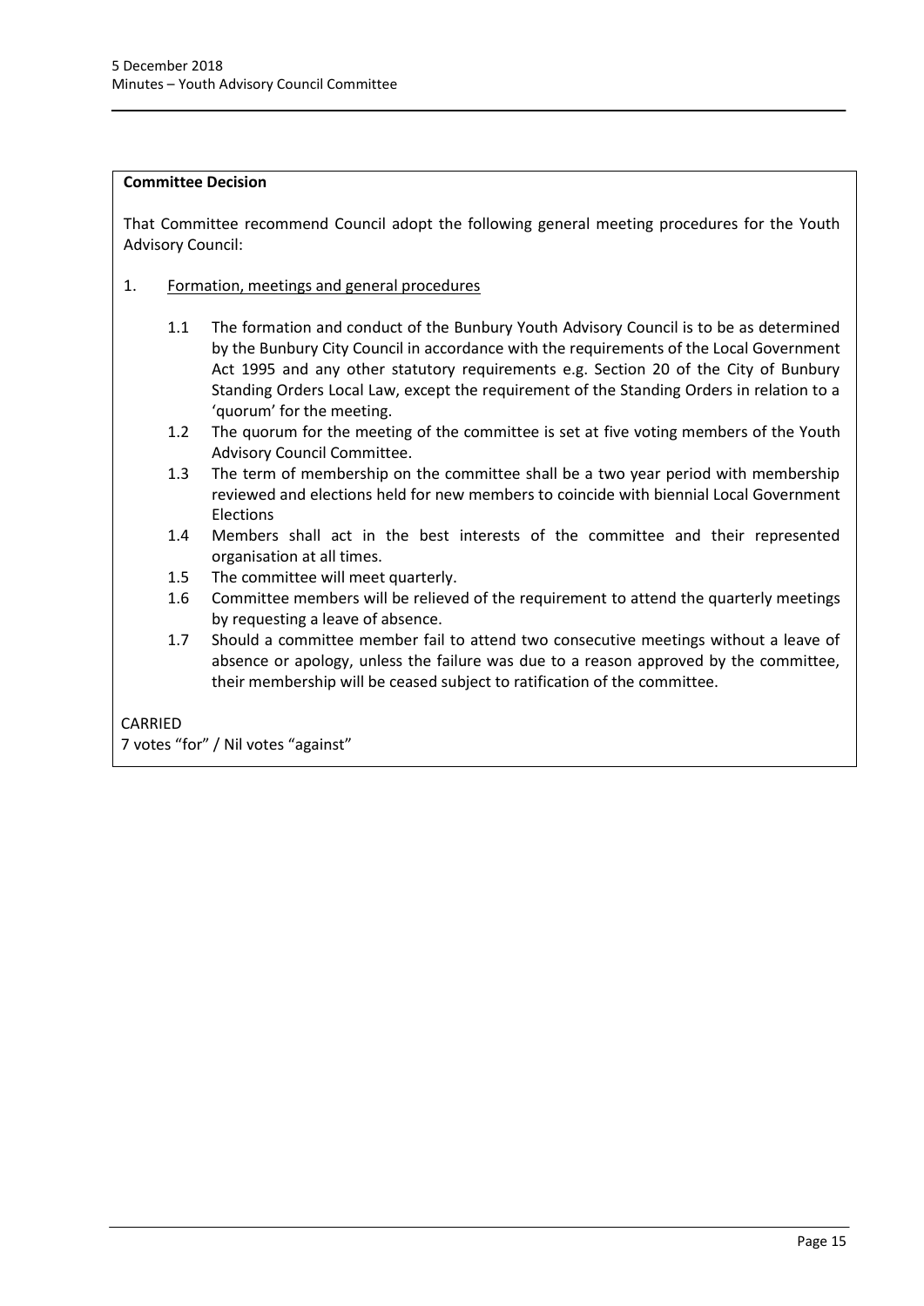**Committee Decision**

That Committee recommend Council adopt the following general meeting procedures for the Youth Advisory Council:

1. Formation, meetings and general procedures

   1.1 The formation and conduct of the Bunbury Youth Advisory Council is to be as determined by the Bunbury City Council in accordance with the requirements of the Local Government Act 1995 and any other statutory requirements e.g. Section 20 of the City of Bunbury Standing Orders Local Law, except the requirement of the Standing Orders in relation to a 'quorum' for the meeting.

   1.2 The quorum for the meeting of the committee is set at five voting members of the Youth Advisory Council Committee.

   1.3 The term of membership on the committee shall be a two year period with membership reviewed and elections held for new members to coincide with biennial Local Government Elections

   1.4 Members shall act in the best interests of the committee and their represented organisation at all times.

   1.5 The committee will meet quarterly.

   1.6 Committee members will be relieved of the requirement to attend the quarterly meetings by requesting a leave of absence.

   1.7 Should a committee member fail to attend two consecutive meetings without a leave of absence or apology, unless the failure was due to a reason approved by the committee, their membership will be ceased subject to ratification of the committee.

CARRIED
7 votes "for" / Nil votes "against"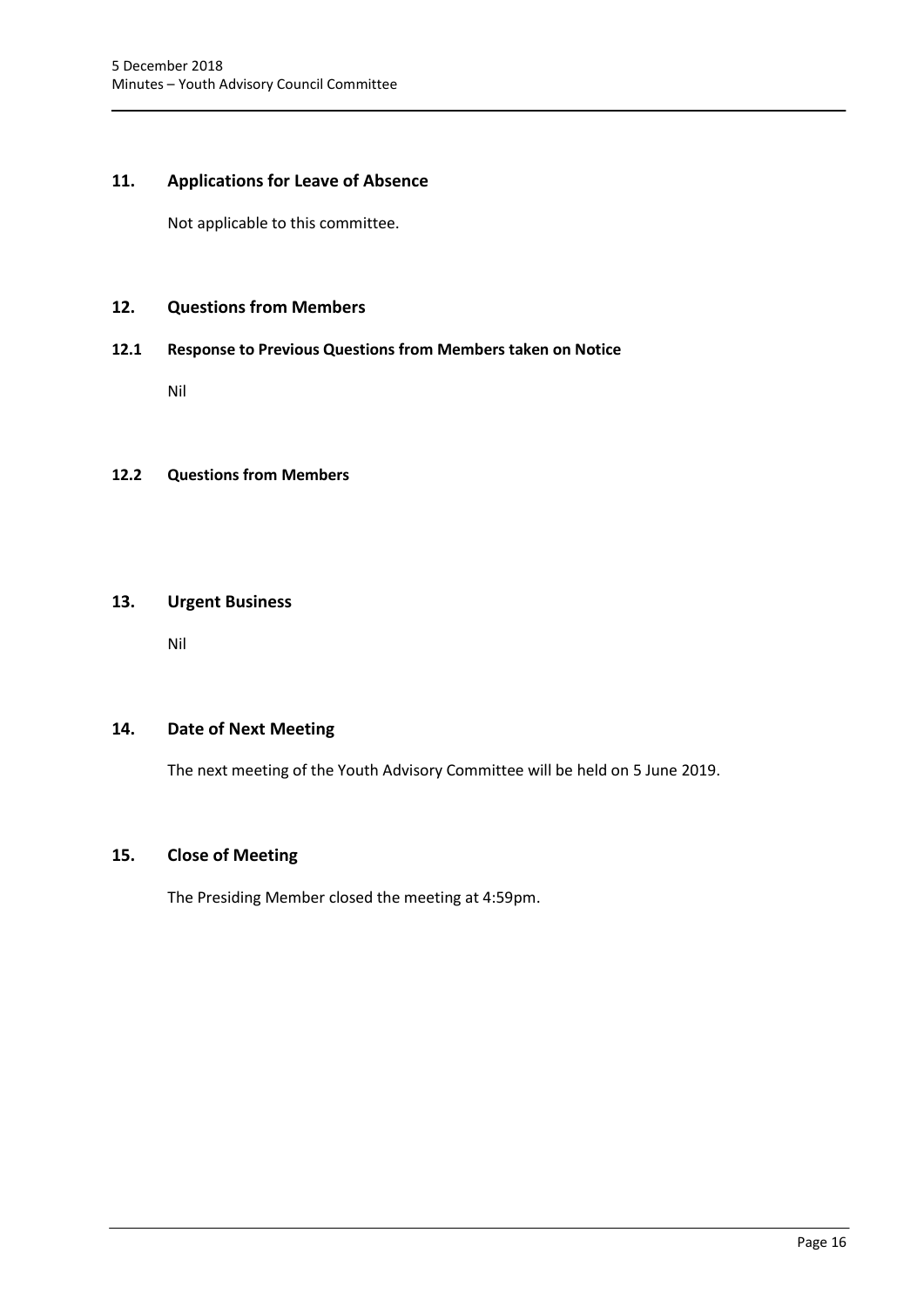## 11. Applications for Leave of Absence

Not applicable to this committee.

## 12. Questions from Members

### 12.1 Response to Previous Questions from Members taken on Notice

Nil

### 12.2 Questions from Members

## 13. Urgent Business

Nil

## 14. Date of Next Meeting

The next meeting of the Youth Advisory Committee will be held on 5 June 2019.

## 15. Close of Meeting

The Presiding Member closed the meeting at 4:59pm.